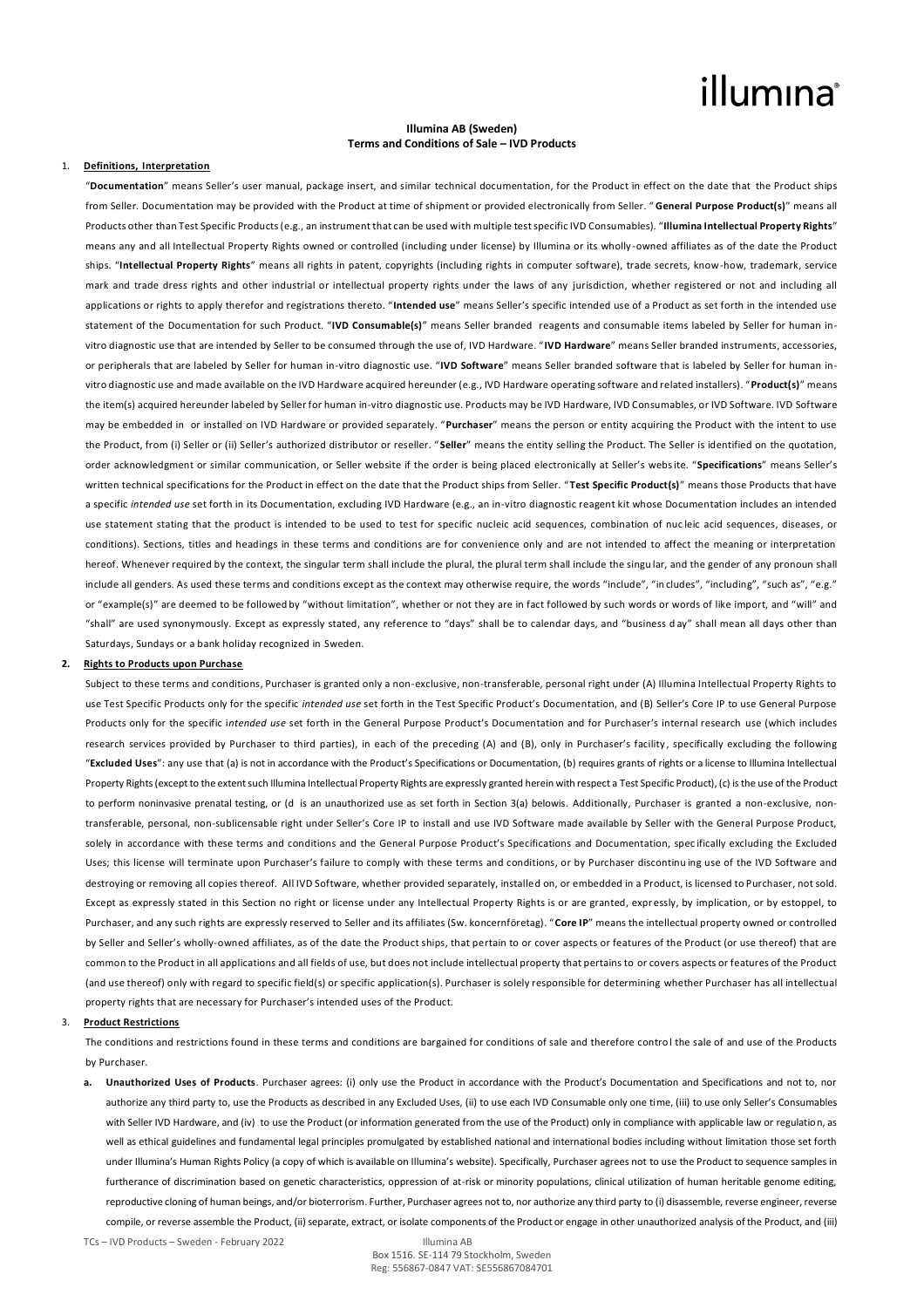# Illumina AB (Sweden)
## Terms and Conditions of Sale – IVD Products

1. **Definitions, Interpretation**

"**Documentation**" means Seller's user manual, package insert, and similar technical documentation, for the Product in effect on the date that the Product ships from Seller. Documentation may be provided with the Product at time of shipment or provided electronically from Seller. "**General Purpose Product(s)**" means all Products other than Test Specific Products (e.g., an instrument that can be used with multiple test specific IVD Consumables). "**Illumina Intellectual Property Rights**" means any and all Intellectual Property Rights owned or controlled (including under license) by Illumina or its wholly-owned affiliates as of the date the Product ships. "**Intellectual Property Rights**" means all rights in patent, copyrights (including rights in computer software), trade secrets, know-how, trademark, service mark and trade dress rights and other industrial or intellectual property rights under the laws of any jurisdiction, whether registered or not and including all applications or rights to apply therefor and registrations thereto. "**Intended use**" means Seller's specific intended use of a Product as set forth in the intended use statement of the Documentation for such Product. "**IVD Consumable(s)**" means Seller branded reagents and consumable items labeled by Seller for human in-vitro diagnostic use that are intended by Seller to be consumed through the use of, IVD Hardware. "**IVD Hardware**" means Seller branded instruments, accessories, or peripherals that are labeled by Seller for human in-vitro diagnostic use. "**IVD Software**" means Seller branded software that is labeled by Seller for human in-vitro diagnostic use and made available on the IVD Hardware acquired hereunder (e.g., IVD Hardware operating software and related installers). "**Product(s)**" means the item(s) acquired hereunder labeled by Seller for human in-vitro diagnostic use. Products may be IVD Hardware, IVD Consumables, or IVD Software. IVD Software may be embedded in or installed on IVD Hardware or provided separately. "**Purchaser**" means the person or entity acquiring the Product with the intent to use the Product, from (i) Seller or (ii) Seller's authorized distributor or reseller. "**Seller**" means the entity selling the Product. The Seller is identified on the quotation, order acknowledgment or similar communication, or Seller website if the order is being placed electronically at Seller's website. "**Specifications**" means Seller's written technical specifications for the Product in effect on the date that the Product ships from Seller. "**Test Specific Product(s)**" means those Products that have a specific *intended use* set forth in its Documentation, excluding IVD Hardware (e.g., an in-vitro diagnostic reagent kit whose Documentation includes an intended use statement stating that the product is intended to be used to test for specific nucleic acid sequences, combination of nucleic acid sequences, diseases, or conditions). Sections, titles and headings in these terms and conditions are for convenience only and are not intended to affect the meaning or interpretation hereof. Whenever required by the context, the singular term shall include the plural, the plural term shall include the singular, and the gender of any pronoun shall include all genders. As used these terms and conditions except as the context may otherwise require, the words "include", "includes", "including", "such as", "e.g." or "example(s)" are deemed to be followed by "without limitation", whether or not they are in fact followed by such words or words of like import, and "will" and "shall" are used synonymously. Except as expressly stated, any reference to "days" shall be to calendar days, and "business day" shall mean all days other than Saturdays, Sundays or a bank holiday recognized in Sweden.

2. **Rights to Products upon Purchase**

Subject to these terms and conditions, Purchaser is granted only a non-exclusive, non-transferable, personal right under (A) Illumina Intellectual Property Rights to use Test Specific Products only for the specific *intended use* set forth in the Test Specific Product's Documentation, and (B) Seller's Core IP to use General Purpose Products only for the specific *intended use* set forth in the General Purpose Product's Documentation and for Purchaser's internal research use (which includes research services provided by Purchaser to third parties), in each of the preceding (A) and (B), only in Purchaser's facility, specifically excluding the following "**Excluded Uses**": any use that (a) is not in accordance with the Product's Specifications or Documentation, (b) requires grants of rights or a license to Illumina Intellectual Property Rights (except to the extent such Illumina Intellectual Property Rights are expressly granted herein with respect a Test Specific Product), (c) is the use of the Product to perform noninvasive prenatal testing, or (d is an unauthorized use as set forth in Section 3(a) belowis. Additionally, Purchaser is granted a non-exclusive, non-transferable, personal, non-sublicensable right under Seller's Core IP to install and use IVD Software made available by Seller with the General Purpose Product, solely in accordance with these terms and conditions and the General Purpose Product's Specifications and Documentation, specifically excluding the Excluded Uses; this license will terminate upon Purchaser's failure to comply with these terms and conditions, or by Purchaser discontinuing use of the IVD Software and destroying or removing all copies thereof. All IVD Software, whether provided separately, installed on, or embedded in a Product, is licensed to Purchaser, not sold. Except as expressly stated in this Section no right or license under any Intellectual Property Rights is or are granted, expressly, by implication, or by estoppel, to Purchaser, and any such rights are expressly reserved to Seller and its affiliates (Sw. koncernföretag). "**Core IP**" means the intellectual property owned or controlled by Seller and Seller's wholly-owned affiliates, as of the date the Product ships, that pertain to or cover aspects or features of the Product (or use thereof) that are common to the Product in all applications and all fields of use, but does not include intellectual property that pertains to or covers aspects or features of the Product (and use thereof) only with regard to specific field(s) or specific application(s). Purchaser is solely responsible for determining whether Purchaser has all intellectual property rights that are necessary for Purchaser's intended uses of the Product.

3. **Product Restrictions**

The conditions and restrictions found in these terms and conditions are bargained for conditions of sale and therefore control the sale of and use of the Products by Purchaser.

a. **Unauthorized Uses of Products**. Purchaser agrees: (i) only use the Product in accordance with the Product's Documentation and Specifications and not to, nor authorize any third party to, use the Products as described in any Excluded Uses, (ii) to use each IVD Consumable only one time, (iii) to use only Seller's Consumables with Seller IVD Hardware, and (iv) to use the Product (or information generated from the use of the Product) only in compliance with applicable law or regulation, as well as ethical guidelines and fundamental legal principles promulgated by established national and international bodies including without limitation those set forth under Illumina's Human Rights Policy (a copy of which is available on Illumina's website). Specifically, Purchaser agrees not to use the Product to sequence samples in furtherance of discrimination based on genetic characteristics, oppression of at-risk or minority populations, clinical utilization of human heritable genome editing, reproductive cloning of human beings, and/or bioterrorism. Further, Purchaser agrees not to, nor authorize any third party to (i) disassemble, reverse engineer, reverse compile, or reverse assemble the Product, (ii) separate, extract, or isolate components of the Product or engage in other unauthorized analysis of the Product, and (iii)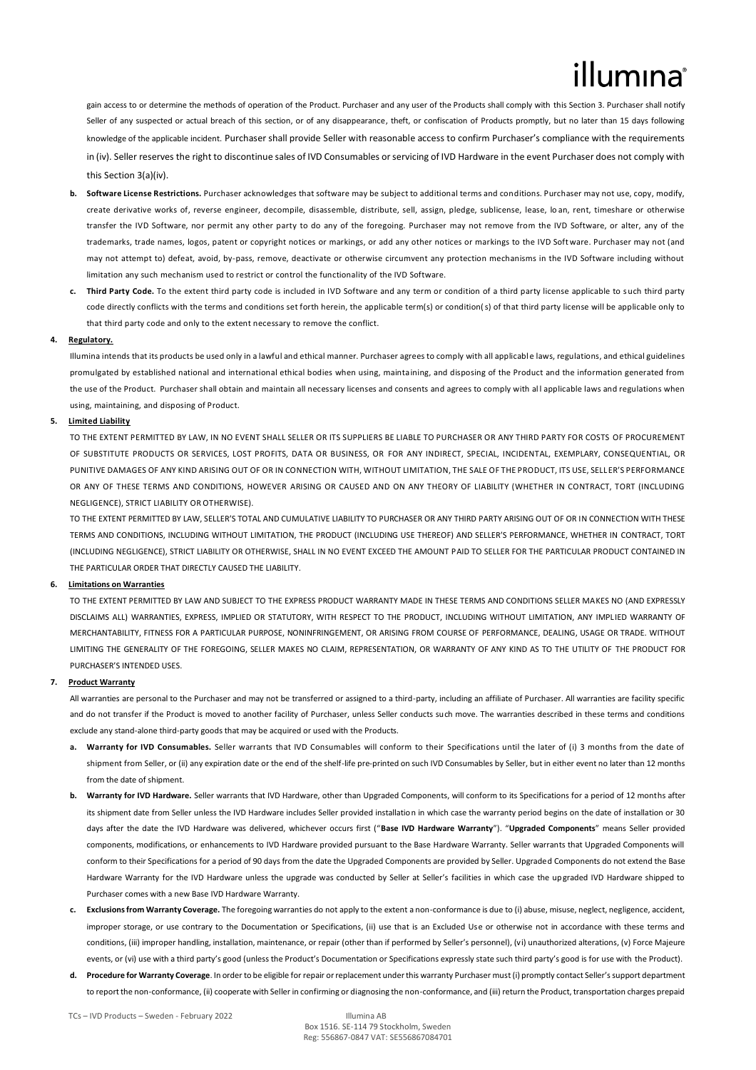gain access to or determine the methods of operation of the Product. Purchaser and any user of the Products shall comply with this Section 3. Purchaser shall notify Seller of any suspected or actual breach of this section, or of any disappearance, theft, or confiscation of Products promptly, but no later than 15 days following knowledge of the applicable incident. Purchaser shall provide Seller with reasonable access to confirm Purchaser's compliance with the requirements in (iv). Seller reserves the right to discontinue sales of IVD Consumables or servicing of IVD Hardware in the event Purchaser does not comply with this Section 3(a)(iv).

**b. Software License Restrictions.** Purchaser acknowledges that software may be subject to additional terms and conditions. Purchaser may not use, copy, modify, create derivative works of, reverse engineer, decompile, disassemble, distribute, sell, assign, pledge, sublicense, lease, loan, rent, timeshare or otherwise transfer the IVD Software, nor permit any other party to do any of the foregoing. Purchaser may not remove from the IVD Software, or alter, any of the trademarks, trade names, logos, patent or copyright notices or markings, or add any other notices or markings to the IVD Software. Purchaser may not (and may not attempt to) defeat, avoid, by-pass, remove, deactivate or otherwise circumvent any protection mechanisms in the IVD Software including without limitation any such mechanism used to restrict or control the functionality of the IVD Software.

**c. Third Party Code.** To the extent third party code is included in IVD Software and any term or condition of a third party license applicable to such third party code directly conflicts with the terms and conditions set forth herein, the applicable term(s) or condition(s) of that third party license will be applicable only to that third party code and only to the extent necessary to remove the conflict.

**4. Regulatory.**

Illumina intends that its products be used only in a lawful and ethical manner. Purchaser agrees to comply with all applicable laws, regulations, and ethical guidelines promulgated by established national and international ethical bodies when using, maintaining, and disposing of the Product and the information generated from the use of the Product. Purchaser shall obtain and maintain all necessary licenses and consents and agrees to comply with all applicable laws and regulations when using, maintaining, and disposing of Product.

**5. Limited Liability**

TO THE EXTENT PERMITTED BY LAW, IN NO EVENT SHALL SELLER OR ITS SUPPLIERS BE LIABLE TO PURCHASER OR ANY THIRD PARTY FOR COSTS OF PROCUREMENT OF SUBSTITUTE PRODUCTS OR SERVICES, LOST PROFITS, DATA OR BUSINESS, OR FOR ANY INDIRECT, SPECIAL, INCIDENTAL, EXEMPLARY, CONSEQUENTIAL, OR PUNITIVE DAMAGES OF ANY KIND ARISING OUT OF OR IN CONNECTION WITH, WITHOUT LIMITATION, THE SALE OF THE PRODUCT, ITS USE, SELLER'S PERFORMANCE OR ANY OF THESE TERMS AND CONDITIONS, HOWEVER ARISING OR CAUSED AND ON ANY THEORY OF LIABILITY (WHETHER IN CONTRACT, TORT (INCLUDING NEGLIGENCE), STRICT LIABILITY OR OTHERWISE).

TO THE EXTENT PERMITTED BY LAW, SELLER'S TOTAL AND CUMULATIVE LIABILITY TO PURCHASER OR ANY THIRD PARTY ARISING OUT OF OR IN CONNECTION WITH THESE TERMS AND CONDITIONS, INCLUDING WITHOUT LIMITATION, THE PRODUCT (INCLUDING USE THEREOF) AND SELLER'S PERFORMANCE, WHETHER IN CONTRACT, TORT (INCLUDING NEGLIGENCE), STRICT LIABILITY OR OTHERWISE, SHALL IN NO EVENT EXCEED THE AMOUNT PAID TO SELLER FOR THE PARTICULAR PRODUCT CONTAINED IN THE PARTICULAR ORDER THAT DIRECTLY CAUSED THE LIABILITY.

**6. Limitations on Warranties**

TO THE EXTENT PERMITTED BY LAW AND SUBJECT TO THE EXPRESS PRODUCT WARRANTY MADE IN THESE TERMS AND CONDITIONS SELLER MAKES NO (AND EXPRESSLY DISCLAIMS ALL) WARRANTIES, EXPRESS, IMPLIED OR STATUTORY, WITH RESPECT TO THE PRODUCT, INCLUDING WITHOUT LIMITATION, ANY IMPLIED WARRANTY OF MERCHANTABILITY, FITNESS FOR A PARTICULAR PURPOSE, NONINFRINGEMENT, OR ARISING FROM COURSE OF PERFORMANCE, DEALING, USAGE OR TRADE. WITHOUT LIMITING THE GENERALITY OF THE FOREGOING, SELLER MAKES NO CLAIM, REPRESENTATION, OR WARRANTY OF ANY KIND AS TO THE UTILITY OF THE PRODUCT FOR PURCHASER'S INTENDED USES.

**7. Product Warranty**

All warranties are personal to the Purchaser and may not be transferred or assigned to a third-party, including an affiliate of Purchaser. All warranties are facility specific and do not transfer if the Product is moved to another facility of Purchaser, unless Seller conducts such move. The warranties described in these terms and conditions exclude any stand-alone third-party goods that may be acquired or used with the Products.

**a. Warranty for IVD Consumables.** Seller warrants that IVD Consumables will conform to their Specifications until the later of (i) 3 months from the date of shipment from Seller, or (ii) any expiration date or the end of the shelf-life pre-printed on such IVD Consumables by Seller, but in either event no later than 12 months from the date of shipment.

**b. Warranty for IVD Hardware.** Seller warrants that IVD Hardware, other than Upgraded Components, will conform to its Specifications for a period of 12 months after its shipment date from Seller unless the IVD Hardware includes Seller provided installation in which case the warranty period begins on the date of installation or 30 days after the date the IVD Hardware was delivered, whichever occurs first ("**Base IVD Hardware Warranty**"). "**Upgraded Components**" means Seller provided components, modifications, or enhancements to IVD Hardware provided pursuant to the Base Hardware Warranty. Seller warrants that Upgraded Components will conform to their Specifications for a period of 90 days from the date the Upgraded Components are provided by Seller. Upgraded Components do not extend the Base Hardware Warranty for the IVD Hardware unless the upgrade was conducted by Seller at Seller's facilities in which case the upgraded IVD Hardware shipped to Purchaser comes with a new Base IVD Hardware Warranty.

**c. Exclusions from Warranty Coverage.** The foregoing warranties do not apply to the extent a non-conformance is due to (i) abuse, misuse, neglect, negligence, accident, improper storage, or use contrary to the Documentation or Specifications, (ii) use that is an Excluded Use or otherwise not in accordance with these terms and conditions, (iii) improper handling, installation, maintenance, or repair (other than if performed by Seller's personnel), (vi) unauthorized alterations, (v) Force Majeure events, or (vi) use with a third party's good (unless the Product's Documentation or Specifications expressly state such third party's good is for use with the Product).

**d. Procedure for Warranty Coverage**. In order to be eligible for repair or replacement under this warranty Purchaser must (i) promptly contact Seller's support department to report the non-conformance, (ii) cooperate with Seller in confirming or diagnosing the non-conformance, and (iii) return the Product, transportation charges prepaid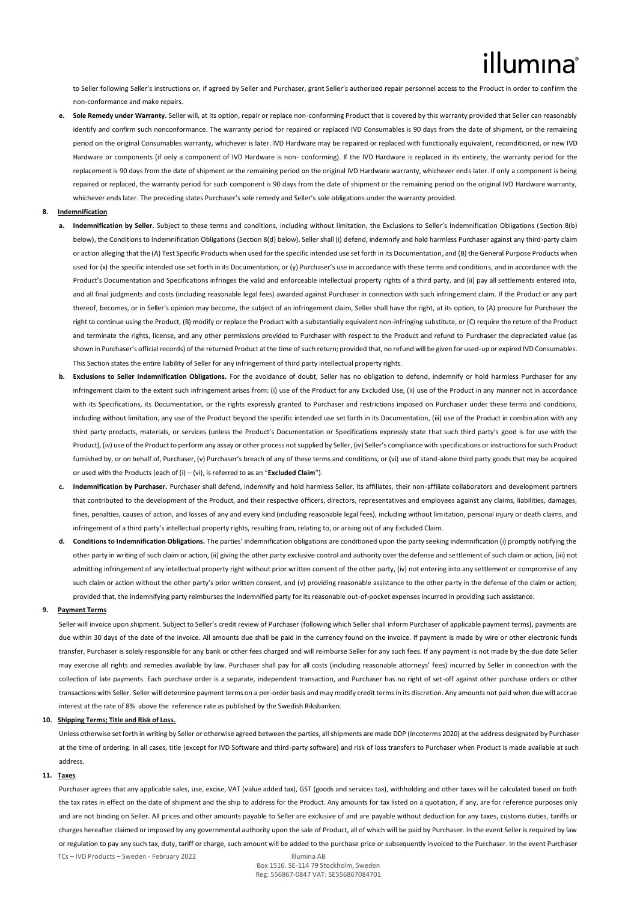to Seller following Seller's instructions or, if agreed by Seller and Purchaser, grant Seller's authorized repair personnel access to the Product in order to confirm the non-conformance and make repairs.

e. **Sole Remedy under Warranty.** Seller will, at its option, repair or replace non-conforming Product that is covered by this warranty provided that Seller can reasonably identify and confirm such nonconformance. The warranty period for repaired or replaced IVD Consumables is 90 days from the date of shipment, or the remaining period on the original Consumables warranty, whichever is later. IVD Hardware may be repaired or replaced with functionally equivalent, reconditioned, or new IVD Hardware or components (if only a component of IVD Hardware is non- conforming). If the IVD Hardware is replaced in its entirety, the warranty period for the replacement is 90 days from the date of shipment or the remaining period on the original IVD Hardware warranty, whichever ends later. If only a component is being repaired or replaced, the warranty period for such component is 90 days from the date of shipment or the remaining period on the original IVD Hardware warranty, whichever ends later. The preceding states Purchaser's sole remedy and Seller's sole obligations under the warranty provided.

**8. Indemnification**

a. **Indemnification by Seller.** Subject to these terms and conditions, including without limitation, the Exclusions to Seller's Indemnification Obligations (Section 8(b) below), the Conditions to Indemnification Obligations (Section 8(d) below), Seller shall (i) defend, indemnify and hold harmless Purchaser against any third-party claim or action alleging that the (A) Test Specific Products when used for the specific intended use set forth in its Documentation, and (B) the General Purpose Products when used for (x) the specific intended use set forth in its Documentation, or (y) Purchaser's use in accordance with these terms and conditions, and in accordance with the Product's Documentation and Specifications infringes the valid and enforceable intellectual property rights of a third party, and (ii) pay all settlements entered into, and all final judgments and costs (including reasonable legal fees) awarded against Purchaser in connection with such infringement claim. If the Product or any part thereof, becomes, or in Seller's opinion may become, the subject of an infringement claim, Seller shall have the right, at its option, to (A) procure for Purchaser the right to continue using the Product, (B) modify or replace the Product with a substantially equivalent non-infringing substitute, or (C) require the return of the Product and terminate the rights, license, and any other permissions provided to Purchaser with respect to the Product and refund to Purchaser the depreciated value (as shown in Purchaser's official records) of the returned Product at the time of such return; provided that, no refund will be given for used-up or expired IVD Consumables. This Section states the entire liability of Seller for any infringement of third party intellectual property rights.

b. **Exclusions to Seller Indemnification Obligations.** For the avoidance of doubt, Seller has no obligation to defend, indemnify or hold harmless Purchaser for any infringement claim to the extent such infringement arises from: (i) use of the Product for any Excluded Use, (ii) use of the Product in any manner not in accordance with its Specifications, its Documentation, or the rights expressly granted to Purchaser and restrictions imposed on Purchaser under these terms and conditions, including without limitation, any use of the Product beyond the specific intended use set forth in its Documentation, (iii) use of the Product in combination with any third party products, materials, or services (unless the Product's Documentation or Specifications expressly state that such third party's good is for use with the Product), (iv) use of the Product to perform any assay or other process not supplied by Seller, (iv) Seller's compliance with specifications or instructions for such Product furnished by, or on behalf of, Purchaser, (v) Purchaser's breach of any of these terms and conditions, or (vi) use of stand-alone third party goods that may be acquired or used with the Products (each of (i) – (vi), is referred to as an "**Excluded Claim**").

c. **Indemnification by Purchaser.** Purchaser shall defend, indemnify and hold harmless Seller, its affiliates, their non-affiliate collaborators and development partners that contributed to the development of the Product, and their respective officers, directors, representatives and employees against any claims, liabilities, damages, fines, penalties, causes of action, and losses of any and every kind (including reasonable legal fees), including without limitation, personal injury or death claims, and infringement of a third party's intellectual property rights, resulting from, relating to, or arising out of any Excluded Claim.

d. **Conditions to Indemnification Obligations.** The parties' indemnification obligations are conditioned upon the party seeking indemnification (i) promptly notifying the other party in writing of such claim or action, (ii) giving the other party exclusive control and authority over the defense and settlement of such claim or action, (iii) not admitting infringement of any intellectual property right without prior written consent of the other party, (iv) not entering into any settlement or compromise of any such claim or action without the other party's prior written consent, and (v) providing reasonable assistance to the other party in the defense of the claim or action; provided that, the indemnifying party reimburses the indemnified party for its reasonable out-of-pocket expenses incurred in providing such assistance.

**9. Payment Terms**

Seller will invoice upon shipment. Subject to Seller's credit review of Purchaser (following which Seller shall inform Purchaser of applicable payment terms), payments are due within 30 days of the date of the invoice. All amounts due shall be paid in the currency found on the invoice. If payment is made by wire or other electronic funds transfer, Purchaser is solely responsible for any bank or other fees charged and will reimburse Seller for any such fees. If any payment is not made by the due date Seller may exercise all rights and remedies available by law. Purchaser shall pay for all costs (including reasonable attorneys' fees) incurred by Seller in connection with the collection of late payments. Each purchase order is a separate, independent transaction, and Purchaser has no right of set-off against other purchase orders or other transactions with Seller. Seller will determine payment terms on a per-order basis and may modify credit terms in its discretion. Any amounts not paid when due will accrue interest at the rate of 8% above the reference rate as published by the Swedish Riksbanken.

**10. Shipping Terms; Title and Risk of Loss.**

Unless otherwise set forth in writing by Seller or otherwise agreed between the parties, all shipments are made DDP (Incoterms 2020) at the address designated by Purchaser at the time of ordering. In all cases, title (except for IVD Software and third-party software) and risk of loss transfers to Purchaser when Product is made available at such address.

**11. Taxes**

Purchaser agrees that any applicable sales, use, excise, VAT (value added tax), GST (goods and services tax), withholding and other taxes will be calculated based on both the tax rates in effect on the date of shipment and the ship to address for the Product. Any amounts for tax listed on a quotation, if any, are for reference purposes only and are not binding on Seller. All prices and other amounts payable to Seller are exclusive of and are payable without deduction for any taxes, customs duties, tariffs or charges hereafter claimed or imposed by any governmental authority upon the sale of Product, all of which will be paid by Purchaser. In the event Seller is required by law or regulation to pay any such tax, duty, tariff or charge, such amount will be added to the purchase price or subsequently invoiced to the Purchaser. In the event Purchaser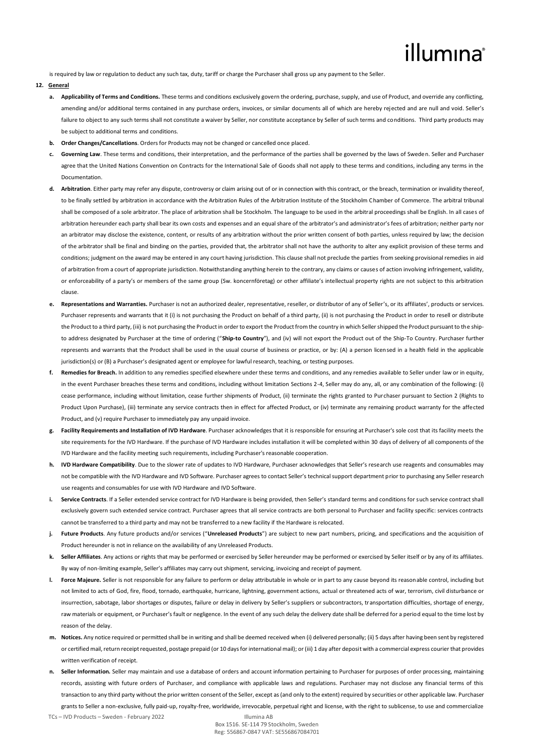is required by law or regulation to deduct any such tax, duty, tariff or charge the Purchaser shall gross up any payment to the Seller.

**12. General**

a. **Applicability of Terms and Conditions.** These terms and conditions exclusively govern the ordering, purchase, supply, and use of Product, and override any conflicting, amending and/or additional terms contained in any purchase orders, invoices, or similar documents all of which are hereby rejected and are null and void. Seller's failure to object to any such terms shall not constitute a waiver by Seller, nor constitute acceptance by Seller of such terms and conditions. Third party products may be subject to additional terms and conditions.

b. **Order Changes/Cancellations**. Orders for Products may not be changed or cancelled once placed.

c. **Governing Law**. These terms and conditions, their interpretation, and the performance of the parties shall be governed by the laws of Sweden. Seller and Purchaser agree that the United Nations Convention on Contracts for the International Sale of Goods shall not apply to these terms and conditions, including any terms in the Documentation.

d. **Arbitration**. Either party may refer any dispute, controversy or claim arising out of or in connection with this contract, or the breach, termination or invalidity thereof, to be finally settled by arbitration in accordance with the Arbitration Rules of the Arbitration Institute of the Stockholm Chamber of Commerce. The arbitral tribunal shall be composed of a sole arbitrator. The place of arbitration shall be Stockholm. The language to be used in the arbitral proceedings shall be English. In all cases of arbitration hereunder each party shall bear its own costs and expenses and an equal share of the arbitrator's and administrator's fees of arbitration; neither party nor an arbitrator may disclose the existence, content, or results of any arbitration without the prior written consent of both parties, unless required by law; the decision of the arbitrator shall be final and binding on the parties, provided that, the arbitrator shall not have the authority to alter any explicit provision of these terms and conditions; judgment on the award may be entered in any court having jurisdiction. This clause shall not preclude the parties from seeking provisional remedies in aid of arbitration from a court of appropriate jurisdiction. Notwithstanding anything herein to the contrary, any claims or causes of action involving infringement, validity, or enforceability of a party's or members of the same group (Sw. koncernföretag) or other affiliate's intellectual property rights are not subject to this arbitration clause.

e. **Representations and Warranties.** Purchaser is not an authorized dealer, representative, reseller, or distributor of any of Seller's, or its affiliates', products or services. Purchaser represents and warrants that it (i) is not purchasing the Product on behalf of a third party, (ii) is not purchasing the Product in order to resell or distribute the Product to a third party, (iii) is not purchasing the Product in order to export the Product from the country in which Seller shipped the Product pursuant to the ship-to address designated by Purchaser at the time of ordering ("**Ship-to Country**"), and (iv) will not export the Product out of the Ship-To Country. Purchaser further represents and warrants that the Product shall be used in the usual course of business or practice, or by: (A) a person licensed in a health field in the applicable jurisdiction(s) or (B) a Purchaser's designated agent or employee for lawful research, teaching, or testing purposes.

f. **Remedies for Breach.** In addition to any remedies specified elsewhere under these terms and conditions, and any remedies available to Seller under law or in equity, in the event Purchaser breaches these terms and conditions, including without limitation Sections 2-4, Seller may do any, all, or any combination of the following: (i) cease performance, including without limitation, cease further shipments of Product, (ii) terminate the rights granted to Purchaser pursuant to Section 2 (Rights to Product Upon Purchase), (iii) terminate any service contracts then in effect for affected Product, or (iv) terminate any remaining product warranty for the affected Product, and (v) require Purchaser to immediately pay any unpaid invoice.

g. **Facility Requirements and Installation of IVD Hardware**. Purchaser acknowledges that it is responsible for ensuring at Purchaser's sole cost that its facility meets the site requirements for the IVD Hardware. If the purchase of IVD Hardware includes installation it will be completed within 30 days of delivery of all components of the IVD Hardware and the facility meeting such requirements, including Purchaser's reasonable cooperation.

h. **IVD Hardware Compatibility**. Due to the slower rate of updates to IVD Hardware, Purchaser acknowledges that Seller's research use reagents and consumables may not be compatible with the IVD Hardware and IVD Software. Purchaser agrees to contact Seller's technical support department prior to purchasing any Seller research use reagents and consumables for use with IVD Hardware and IVD Software.

i. **Service Contracts**. If a Seller extended service contract for IVD Hardware is being provided, then Seller's standard terms and conditions for such service contract shall exclusively govern such extended service contract. Purchaser agrees that all service contracts are both personal to Purchaser and facility specific: services contracts cannot be transferred to a third party and may not be transferred to a new facility if the Hardware is relocated.

j. **Future Products**. Any future products and/or services ("**Unreleased Products**") are subject to new part numbers, pricing, and specifications and the acquisition of Product hereunder is not in reliance on the availability of any Unreleased Products.

k. **Seller Affiliates**. Any actions or rights that may be performed or exercised by Seller hereunder may be performed or exercised by Seller itself or by any of its affiliates. By way of non-limiting example, Seller's affiliates may carry out shipment, servicing, invoicing and receipt of payment.

l. **Force Majeure.** Seller is not responsible for any failure to perform or delay attributable in whole or in part to any cause beyond its reasonable control, including but not limited to acts of God, fire, flood, tornado, earthquake, hurricane, lightning, government actions, actual or threatened acts of war, terrorism, civil disturbance or insurrection, sabotage, labor shortages or disputes, failure or delay in delivery by Seller's suppliers or subcontractors, transportation difficulties, shortage of energy, raw materials or equipment, or Purchaser's fault or negligence. In the event of any such delay the delivery date shall be deferred for a period equal to the time lost by reason of the delay.

m. **Notices.** Any notice required or permitted shall be in writing and shall be deemed received when (i) delivered personally; (ii) 5 days after having been sent by registered or certified mail, return receipt requested, postage prepaid (or 10 days for international mail); or (iii) 1 day after deposit with a commercial express courier that provides written verification of receipt.

n. **Seller Information.** Seller may maintain and use a database of orders and account information pertaining to Purchaser for purposes of order processing, maintaining records, assisting with future orders of Purchaser, and compliance with applicable laws and regulations. Purchaser may not disclose any financial terms of this transaction to any third party without the prior written consent of the Seller, except as (and only to the extent) required by securities or other applicable law. Purchaser grants to Seller a non-exclusive, fully paid-up, royalty-free, worldwide, irrevocable, perpetual right and license, with the right to sublicense, to use and commercialize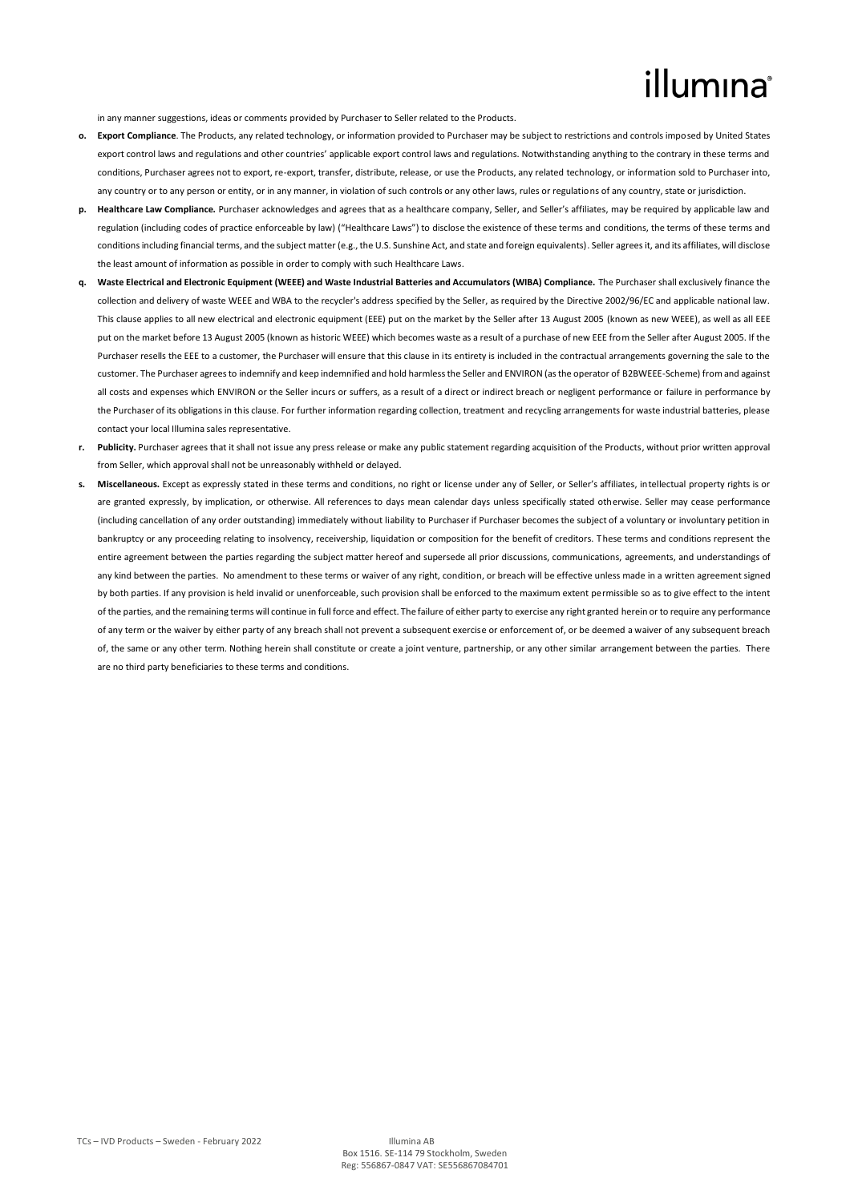in any manner suggestions, ideas or comments provided by Purchaser to Seller related to the Products.

**o. Export Compliance**. The Products, any related technology, or information provided to Purchaser may be subject to restrictions and controls imposed by United States export control laws and regulations and other countries' applicable export control laws and regulations. Notwithstanding anything to the contrary in these terms and conditions, Purchaser agrees not to export, re-export, transfer, distribute, release, or use the Products, any related technology, or information sold to Purchaser into, any country or to any person or entity, or in any manner, in violation of such controls or any other laws, rules or regulations of any country, state or jurisdiction.

**p. Healthcare Law Compliance.** Purchaser acknowledges and agrees that as a healthcare company, Seller, and Seller's affiliates, may be required by applicable law and regulation (including codes of practice enforceable by law) ("Healthcare Laws") to disclose the existence of these terms and conditions, the terms of these terms and conditions including financial terms, and the subject matter (e.g., the U.S. Sunshine Act, and state and foreign equivalents). Seller agrees it, and its affiliates, will disclose the least amount of information as possible in order to comply with such Healthcare Laws.

**q. Waste Electrical and Electronic Equipment (WEEE) and Waste Industrial Batteries and Accumulators (WIBA) Compliance.** The Purchaser shall exclusively finance the collection and delivery of waste WEEE and WBA to the recycler's address specified by the Seller, as required by the Directive 2002/96/EC and applicable national law. This clause applies to all new electrical and electronic equipment (EEE) put on the market by the Seller after 13 August 2005 (known as new WEEE), as well as all EEE put on the market before 13 August 2005 (known as historic WEEE) which becomes waste as a result of a purchase of new EEE from the Seller after August 2005. If the Purchaser resells the EEE to a customer, the Purchaser will ensure that this clause in its entirety is included in the contractual arrangements governing the sale to the customer. The Purchaser agrees to indemnify and keep indemnified and hold harmless the Seller and ENVIRON (as the operator of B2BWEEE-Scheme) from and against all costs and expenses which ENVIRON or the Seller incurs or suffers, as a result of a direct or indirect breach or negligent performance or failure in performance by the Purchaser of its obligations in this clause. For further information regarding collection, treatment and recycling arrangements for waste industrial batteries, please contact your local Illumina sales representative.

**r. Publicity.** Purchaser agrees that it shall not issue any press release or make any public statement regarding acquisition of the Products, without prior written approval from Seller, which approval shall not be unreasonably withheld or delayed.

**s. Miscellaneous.** Except as expressly stated in these terms and conditions, no right or license under any of Seller, or Seller's affiliates, intellectual property rights is or are granted expressly, by implication, or otherwise. All references to days mean calendar days unless specifically stated otherwise. Seller may cease performance (including cancellation of any order outstanding) immediately without liability to Purchaser if Purchaser becomes the subject of a voluntary or involuntary petition in bankruptcy or any proceeding relating to insolvency, receivership, liquidation or composition for the benefit of creditors. These terms and conditions represent the entire agreement between the parties regarding the subject matter hereof and supersede all prior discussions, communications, agreements, and understandings of any kind between the parties. No amendment to these terms or waiver of any right, condition, or breach will be effective unless made in a written agreement signed by both parties. If any provision is held invalid or unenforceable, such provision shall be enforced to the maximum extent permissible so as to give effect to the intent of the parties, and the remaining terms will continue in full force and effect. The failure of either party to exercise any right granted herein or to require any performance of any term or the waiver by either party of any breach shall not prevent a subsequent exercise or enforcement of, or be deemed a waiver of any subsequent breach of, the same or any other term. Nothing herein shall constitute or create a joint venture, partnership, or any other similar arrangement between the parties. There are no third party beneficiaries to these terms and conditions.